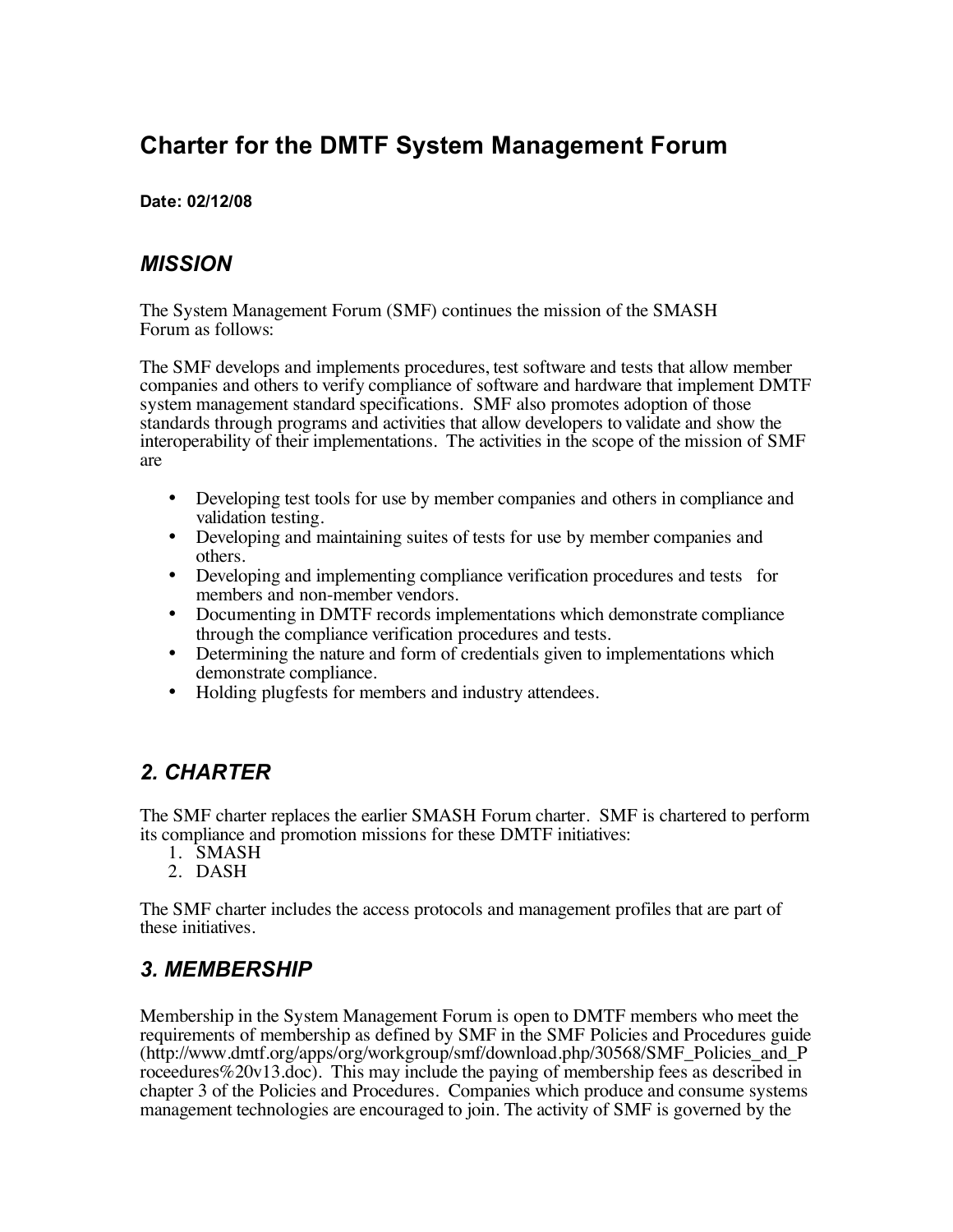# Charter for the DMTF System Management Forum

**Date: 02/12/08**

## *MISSION*

The System Management Forum (SMF) continues the mission of the SMASH Forum as follows:

The SMF develops and implements procedures, test software and tests that allow member companies and others to verify compliance of software and hardware that implement DMTF system management standard specifications. SMF also promotes adoption of those standards through programs and activities that allow developers to validate and show the interoperability of their implementations. The activities in the scope of the mission of SMF are

- Developing test tools for use by member companies and others in compliance and validation testing.
- Developing and maintaining suites of tests for use by member companies and others.
- Developing and implementing compliance verification procedures and tests for members and non-member vendors.
- Documenting in DMTF records implementations which demonstrate compliance through the compliance verification procedures and tests.
- Determining the nature and form of credentials given to implementations which demonstrate compliance.
- Holding plugfests for members and industry attendees.

## *2. CHARTER*

The SMF charter replaces the earlier SMASH Forum charter. SMF is chartered to perform its compliance and promotion missions for these DMTF initiatives:

1. SMASH
2. DASH

The SMF charter includes the access protocols and management profiles that are part of these initiatives.

## *3. MEMBERSHIP*

Membership in the System Management Forum is open to DMTF members who meet the requirements of membership as defined by SMF in the SMF Policies and Procedures guide (http://www.dmtf.org/apps/org/workgroup/smf/download.php/30568/SMF_Policies_and_Proceedures%20v13.doc). This may include the paying of membership fees as described in chapter 3 of the Policies and Procedures. Companies which produce and consume systems management technologies are encouraged to join. The activity of SMF is governed by the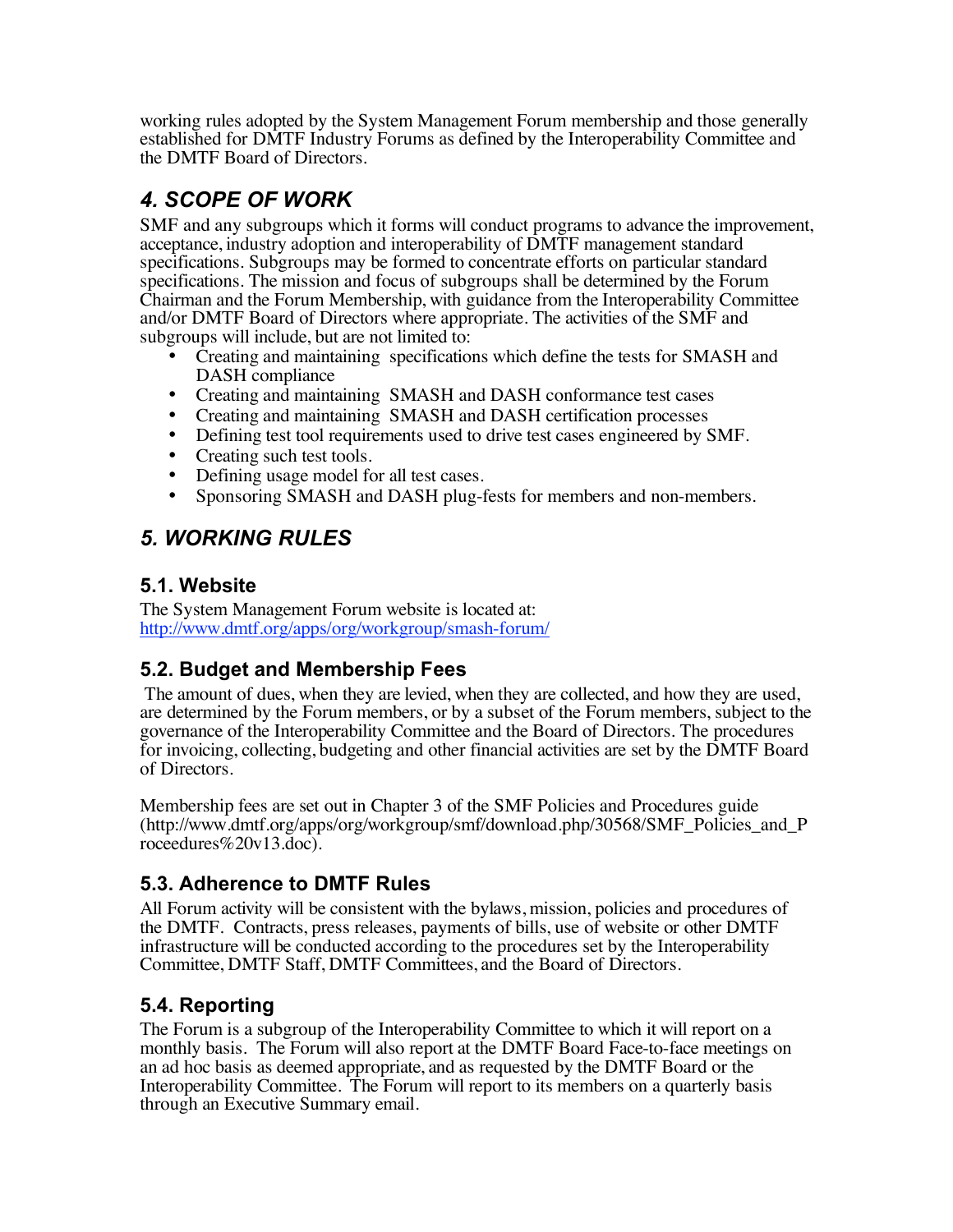working rules adopted by the System Management Forum membership and those generally established for DMTF Industry Forums as defined by the Interoperability Committee and the DMTF Board of Directors.

## 4. SCOPE OF WORK

SMF and any subgroups which it forms will conduct programs to advance the improvement, acceptance, industry adoption and interoperability of DMTF management standard specifications. Subgroups may be formed to concentrate efforts on particular standard specifications. The mission and focus of subgroups shall be determined by the Forum Chairman and the Forum Membership, with guidance from the Interoperability Committee and/or DMTF Board of Directors where appropriate. The activities of the SMF and subgroups will include, but are not limited to:

- Creating and maintaining specifications which define the tests for SMASH and DASH compliance
- Creating and maintaining SMASH and DASH conformance test cases
- Creating and maintaining SMASH and DASH certification processes
- Defining test tool requirements used to drive test cases engineered by SMF.
- Creating such test tools.
- Defining usage model for all test cases.
- Sponsoring SMASH and DASH plug-fests for members and non-members.

## 5. WORKING RULES

### 5.1. Website

The System Management Forum website is located at:
http://www.dmtf.org/apps/org/workgroup/smash-forum/

### 5.2. Budget and Membership Fees

The amount of dues, when they are levied, when they are collected, and how they are used, are determined by the Forum members, or by a subset of the Forum members, subject to the governance of the Interoperability Committee and the Board of Directors. The procedures for invoicing, collecting, budgeting and other financial activities are set by the DMTF Board of Directors.

Membership fees are set out in Chapter 3 of the SMF Policies and Procedures guide (http://www.dmtf.org/apps/org/workgroup/smf/download.php/30568/SMF_Policies_and_Proceedures%20v13.doc).

### 5.3. Adherence to DMTF Rules

All Forum activity will be consistent with the bylaws, mission, policies and procedures of the DMTF. Contracts, press releases, payments of bills, use of website or other DMTF infrastructure will be conducted according to the procedures set by the Interoperability Committee, DMTF Staff, DMTF Committees, and the Board of Directors.

### 5.4. Reporting

The Forum is a subgroup of the Interoperability Committee to which it will report on a monthly basis. The Forum will also report at the DMTF Board Face-to-face meetings on an ad hoc basis as deemed appropriate, and as requested by the DMTF Board or the Interoperability Committee. The Forum will report to its members on a quarterly basis through an Executive Summary email.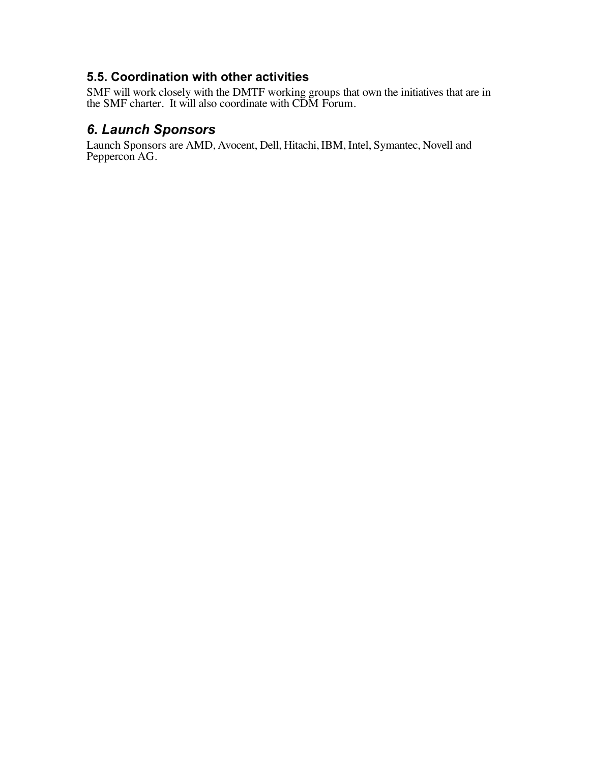### 5.5. Coordination with other activities

SMF will work closely with the DMTF working groups that own the initiatives that are in the SMF charter. It will also coordinate with CDM Forum.

## *6. Launch Sponsors*

Launch Sponsors are AMD, Avocent, Dell, Hitachi, IBM, Intel, Symantec, Novell and Peppercon AG.